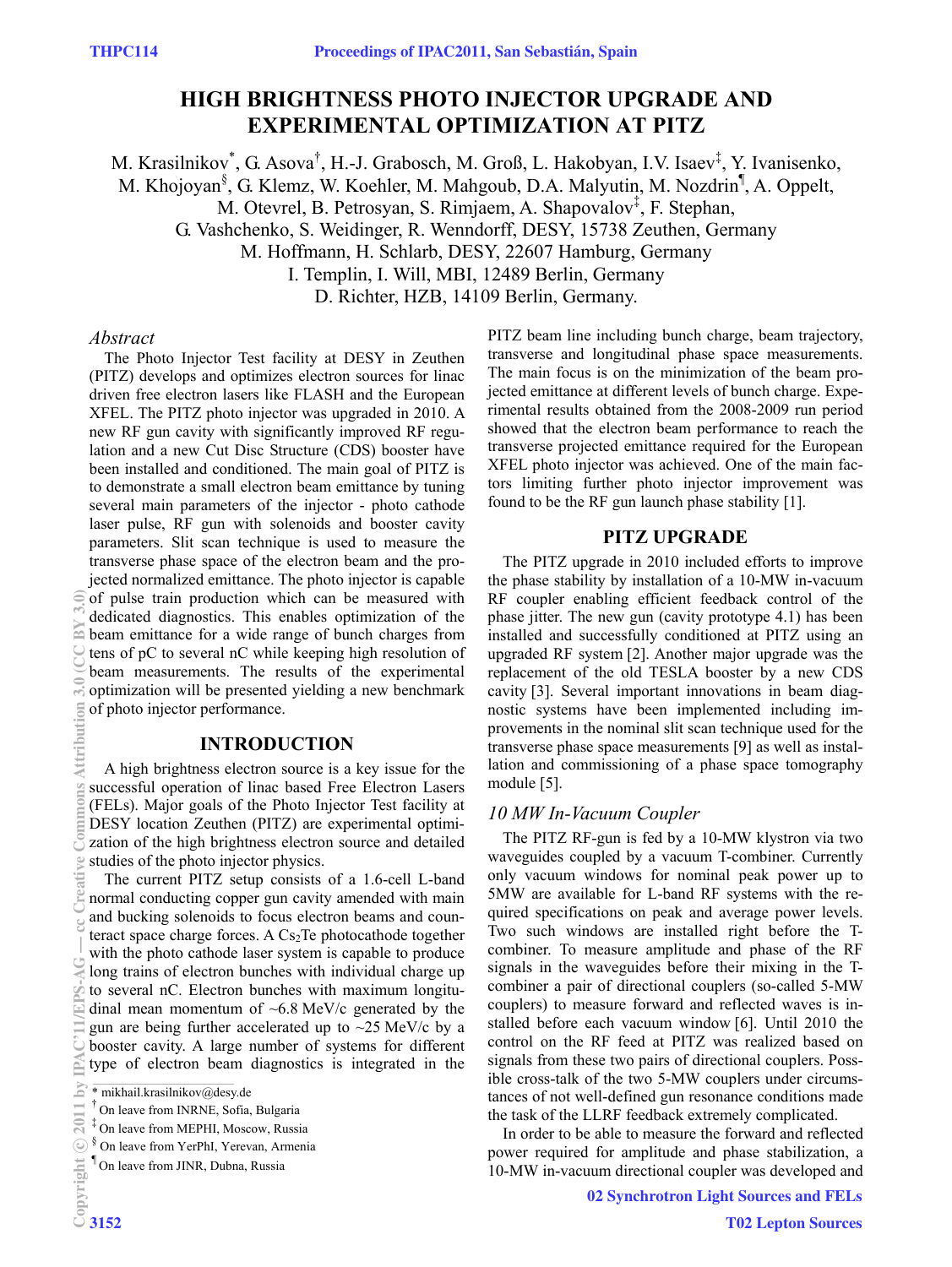# HIGH BRIGHTNESS PHOTO INJECTOR UPGRADE AND EXPERIMENTAL OPTIMIZATION AT PITZ

M. Krasilnikov*, G. Asova[†], H.-J. Grabosch, M. Groß, L. Hakobyan, I.V. Isaev[‡], Y. Ivanisenko, M. Khojoyan[§], G. Klemz, W. Koehler, M. Mahgoub, D.A. Malyutin, M. Nozdrin[¶], A. Oppelt, M. Otevrel, B. Petrosyan, S. Rimjaem, A. Shapovalov[‡], F. Stephan, G. Vashchenko, S. Weidinger, R. Wenndorff, DESY, 15738 Zeuthen, Germany
M. Hoffmann, H. Schlarb, DESY, 22607 Hamburg, Germany
I. Templin, I. Will, MBI, 12489 Berlin, Germany
D. Richter, HZB, 14109 Berlin, Germany.

*Abstract*

The Photo Injector Test facility at DESY in Zeuthen (PITZ) develops and optimizes electron sources for linac driven free electron lasers like FLASH and the European XFEL. The PITZ photo injector was upgraded in 2010. A new RF gun cavity with significantly improved RF regulation and a new Cut Disc Structure (CDS) booster have been installed and conditioned. The main goal of PITZ is to demonstrate a small electron beam emittance by tuning several main parameters of the injector - photo cathode laser pulse, RF gun with solenoids and booster cavity parameters. Slit scan technique is used to measure the transverse phase space of the electron beam and the projected normalized emittance. The photo injector is capable of pulse train production which can be measured with dedicated diagnostics. This enables optimization of the beam emittance for a wide range of bunch charges from tens of pC to several nC while keeping high resolution of beam measurements. The results of the experimental optimization will be presented yielding a new benchmark of photo injector performance.

## INTRODUCTION

A high brightness electron source is a key issue for the successful operation of linac based Free Electron Lasers (FELs). Major goals of the Photo Injector Test facility at DESY location Zeuthen (PITZ) are experimental optimization of the high brightness electron source and detailed studies of the photo injector physics.

The current PITZ setup consists of a 1.6-cell L-band normal conducting copper gun cavity amended with main and bucking solenoids to focus electron beams and counteract space charge forces. A $Cs_2Te$ photocathode together with the photo cathode laser system is capable to produce long trains of electron bunches with individual charge up to several nC. Electron bunches with maximum longitudinal mean momentum of ~6.8 MeV/c generated by the gun are being further accelerated up to ~25 MeV/c by a booster cavity. A large number of systems for different type of electron beam diagnostics is integrated in the PITZ beam line including bunch charge, beam trajectory, transverse and longitudinal phase space measurements. The main focus is on the minimization of the beam projected emittance at different levels of bunch charge. Experimental results obtained from the 2008-2009 run period showed that the electron beam performance to reach the transverse projected emittance required for the European XFEL photo injector was achieved. One of the main factors limiting further photo injector improvement was found to be the RF gun launch phase stability [1].

## PITZ UPGRADE

The PITZ upgrade in 2010 included efforts to improve the phase stability by installation of a 10-MW in-vacuum RF coupler enabling efficient feedback control of the phase jitter. The new gun (cavity prototype 4.1) has been installed and successfully conditioned at PITZ using an upgraded RF system [2]. Another major upgrade was the replacement of the old TESLA booster by a new CDS cavity [3]. Several important innovations in beam diagnostic systems have been implemented including improvements in the nominal slit scan technique used for the transverse phase space measurements [9] as well as installation and commissioning of a phase space tomography module [5].

### *10 MW In-Vacuum Coupler*

The PITZ RF-gun is fed by a 10-MW klystron via two waveguides coupled by a vacuum T-combiner. Currently only vacuum windows for nominal peak power up to 5MW are available for L-band RF systems with the required specifications on peak and average power levels. Two such windows are installed right before the T-combiner. To measure amplitude and phase of the RF signals in the waveguides before their mixing in the T-combiner a pair of directional couplers (so-called 5-MW couplers) to measure forward and reflected waves is installed before each vacuum window [6]. Until 2010 the control on the RF feed at PITZ was realized based on signals from these two pairs of directional couplers. Possible cross-talk of the two 5-MW couplers under circumstances of not well-defined gun resonance conditions made the task of the LLRF feedback extremely complicated.

In order to be able to measure the forward and reflected power required for amplitude and phase stabilization, a 10-MW in-vacuum directional coupler was developed and

* mikhail.krasilnikov@desy.de
[†] On leave from INRNE, Sofia, Bulgaria
[‡] On leave from MEPHI, Moscow, Russia
[§] On leave from YerPhI, Yerevan, Armenia
[¶] On leave from JINR, Dubna, Russia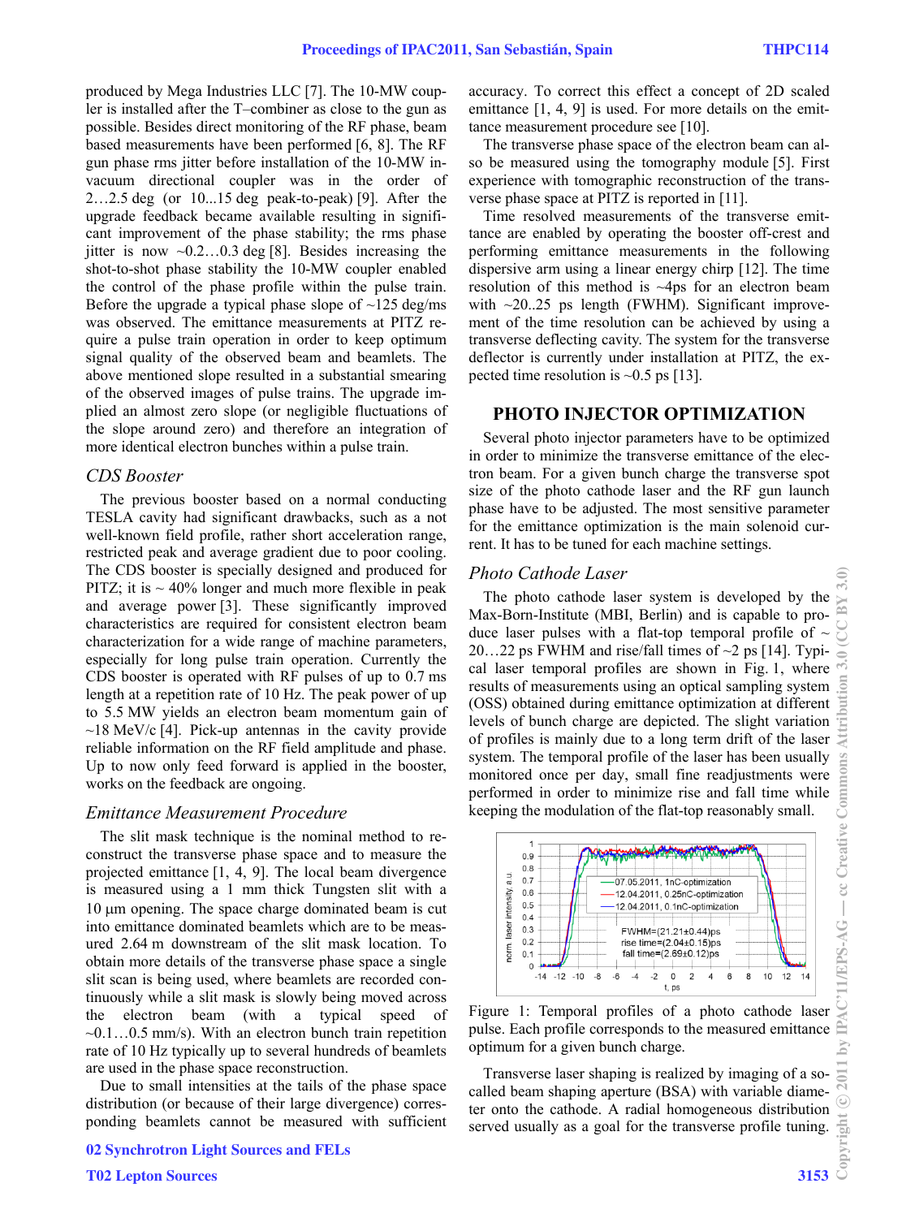produced by Mega Industries LLC [7]. The 10-MW coupler is installed after the T–combiner as close to the gun as possible. Besides direct monitoring of the RF phase, beam based measurements have been performed [6, 8]. The RF gun phase rms jitter before installation of the 10-MW in-vacuum directional coupler was in the order of 2…2.5 deg (or 10...15 deg peak-to-peak) [9]. After the upgrade feedback became available resulting in significant improvement of the phase stability; the rms phase jitter is now ~0.2…0.3 deg [8]. Besides increasing the shot-to-shot phase stability the 10-MW coupler enabled the control of the phase profile within the pulse train. Before the upgrade a typical phase slope of ~125 deg/ms was observed. The emittance measurements at PITZ require a pulse train operation in order to keep optimum signal quality of the observed beam and beamlets. The above mentioned slope resulted in a substantial smearing of the observed images of pulse trains. The upgrade implied an almost zero slope (or negligible fluctuations of the slope around zero) and therefore an integration of more identical electron bunches within a pulse train.

### CDS Booster

The previous booster based on a normal conducting TESLA cavity had significant drawbacks, such as a not well-known field profile, rather short acceleration range, restricted peak and average gradient due to poor cooling. The CDS booster is specially designed and produced for PITZ; it is ~ 40% longer and much more flexible in peak and average power [3]. These significantly improved characteristics are required for consistent electron beam characterization for a wide range of machine parameters, especially for long pulse train operation. Currently the CDS booster is operated with RF pulses of up to 0.7 ms length at a repetition rate of 10 Hz. The peak power of up to 5.5 MW yields an electron beam momentum gain of ~18 MeV/c [4]. Pick-up antennas in the cavity provide reliable information on the RF field amplitude and phase. Up to now only feed forward is applied in the booster, works on the feedback are ongoing.

### Emittance Measurement Procedure

The slit mask technique is the nominal method to reconstruct the transverse phase space and to measure the projected emittance [1, 4, 9]. The local beam divergence is measured using a 1 mm thick Tungsten slit with a 10 µm opening. The space charge dominated beam is cut into emittance dominated beamlets which are to be measured 2.64 m downstream of the slit mask location. To obtain more details of the transverse phase space a single slit scan is being used, where beamlets are recorded continuously while a slit mask is slowly being moved across the electron beam (with a typical speed of ~0.1…0.5 mm/s). With an electron bunch train repetition rate of 10 Hz typically up to several hundreds of beamlets are used in the phase space reconstruction.

Due to small intensities at the tails of the phase space distribution (or because of their large divergence) corresponding beamlets cannot be measured with sufficient accuracy. To correct this effect a concept of 2D scaled emittance [1, 4, 9] is used. For more details on the emittance measurement procedure see [10].

The transverse phase space of the electron beam can also be measured using the tomography module [5]. First experience with tomographic reconstruction of the transverse phase space at PITZ is reported in [11].

Time resolved measurements of the transverse emittance are enabled by operating the booster off-crest and performing emittance measurements in the following dispersive arm using a linear energy chirp [12]. The time resolution of this method is ~4ps for an electron beam with ~20..25 ps length (FWHM). Significant improvement of the time resolution can be achieved by using a transverse deflecting cavity. The system for the transverse deflector is currently under installation at PITZ, the expected time resolution is ~0.5 ps [13].

## PHOTO INJECTOR OPTIMIZATION

Several photo injector parameters have to be optimized in order to minimize the transverse emittance of the electron beam. For a given bunch charge the transverse spot size of the photo cathode laser and the RF gun launch phase have to be adjusted. The most sensitive parameter for the emittance optimization is the main solenoid current. It has to be tuned for each machine settings.

### Photo Cathode Laser

The photo cathode laser system is developed by the Max-Born-Institute (MBI, Berlin) and is capable to produce laser pulses with a flat-top temporal profile of ~ 20…22 ps FWHM and rise/fall times of ~2 ps [14]. Typical laser temporal profiles are shown in Fig. 1, where results of measurements using an optical sampling system (OSS) obtained during emittance optimization at different levels of bunch charge are depicted. The slight variation of profiles is mainly due to a long term drift of the laser system. The temporal profile of the laser has been usually monitored once per day, small fine readjustments were performed in order to minimize rise and fall time while keeping the modulation of the flat-top reasonably small.

Figure 1: Temporal profiles of a photo cathode laser pulse. Each profile corresponds to the measured emittance optimum for a given bunch charge.

Transverse laser shaping is realized by imaging of a so-called beam shaping aperture (BSA) with variable diameter onto the cathode. A radial homogeneous distribution served usually as a goal for the transverse profile tuning.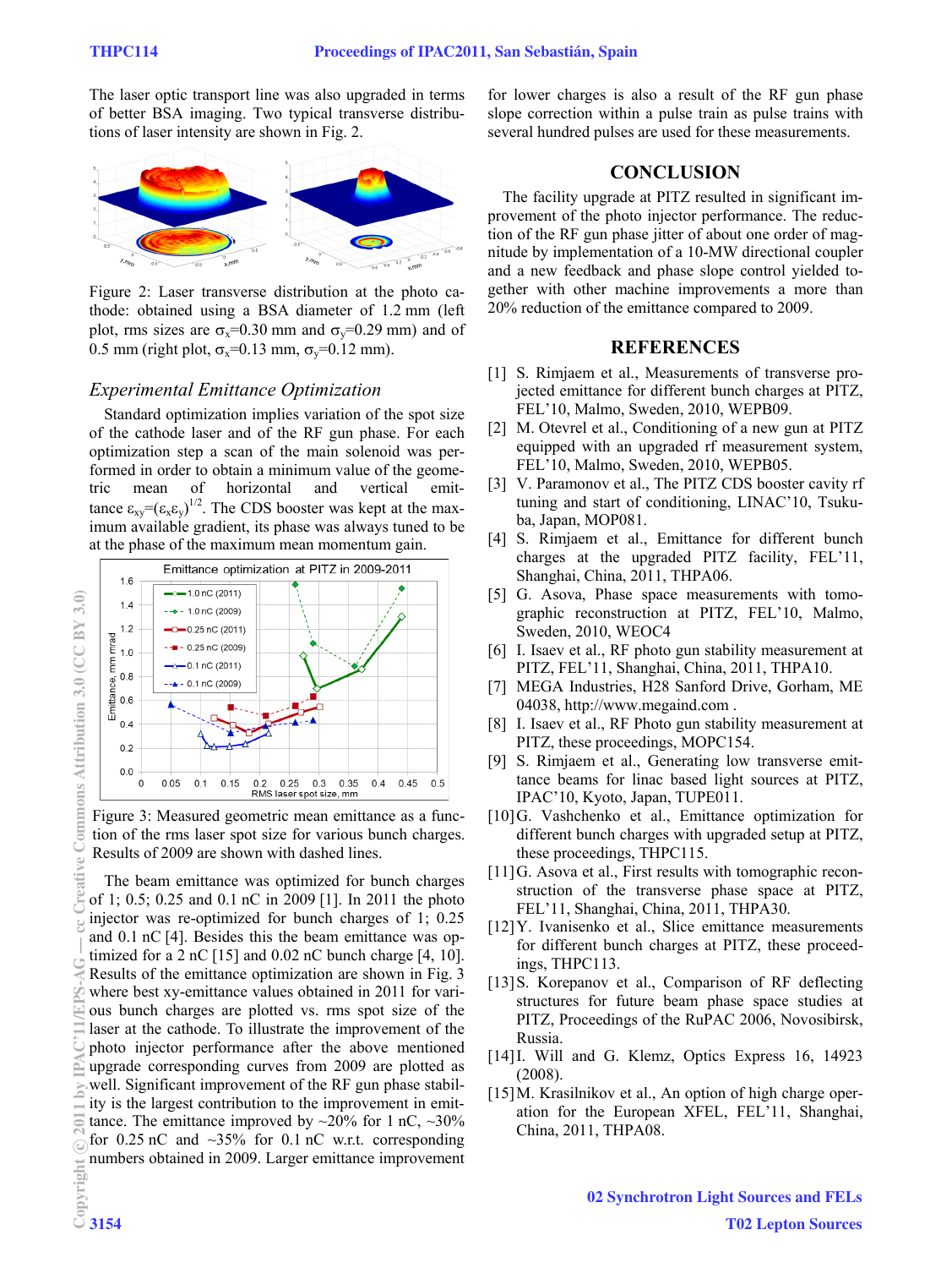The laser optic transport line was also upgraded in terms of better BSA imaging. Two typical transverse distributions of laser intensity are shown in Fig. 2.

Figure 2: Laser transverse distribution at the photo cathode: obtained using a BSA diameter of 1.2 mm (left plot, rms sizes are $\sigma_x$=0.30 mm and $\sigma_y$=0.29 mm) and of 0.5 mm (right plot, $\sigma_x$=0.13 mm, $\sigma_y$=0.12 mm).

### *Experimental Emittance Optimization*

Standard optimization implies variation of the spot size of the cathode laser and of the RF gun phase. For each optimization step a scan of the main solenoid was performed in order to obtain a minimum value of the geometric mean of horizontal and vertical emittance $\varepsilon_{xy}=(\varepsilon_x\varepsilon_y)^{1/2}$. The CDS booster was kept at the maximum available gradient, its phase was always tuned to be at the phase of the maximum mean momentum gain.

Emittance optimization at PITZ in 2009-2011

1.0 nC (2011)
1.0 nC (2009)
0.25 nC (2011)
0.25 nC (2009)
0.1 nC (2011)
0.1 nC (2009)

Emittance, mm mrad

RMS laser spot size, mm

Figure 3: Measured geometric mean emittance as a function of the rms laser spot size for various bunch charges. Results of 2009 are shown with dashed lines.

The beam emittance was optimized for bunch charges of 1; 0.5; 0.25 and 0.1 nC in 2009 [1]. In 2011 the photo injector was re-optimized for bunch charges of 1; 0.25 and 0.1 nC [4]. Besides this the beam emittance was optimized for a 2 nC [15] and 0.02 nC bunch charge [4, 10]. Results of the emittance optimization are shown in Fig. 3 where best xy-emittance values obtained in 2011 for various bunch charges are plotted vs. rms spot size of the laser at the cathode. To illustrate the improvement of the photo injector performance after the above mentioned upgrade corresponding curves from 2009 are plotted as well. Significant improvement of the RF gun phase stability is the largest contribution to the improvement in emittance. The emittance improved by ~20% for 1 nC, ~30% for 0.25 nC and ~35% for 0.1 nC w.r.t. corresponding numbers obtained in 2009. Larger emittance improvement for lower charges is also a result of the RF gun phase slope correction within a pulse train as pulse trains with several hundred pulses are used for these measurements.

## CONCLUSION

The facility upgrade at PITZ resulted in significant improvement of the photo injector performance. The reduction of the RF gun phase jitter of about one order of magnitude by implementation of a 10-MW directional coupler and a new feedback and phase slope control yielded together with other machine improvements a more than 20% reduction of the emittance compared to 2009.

## REFERENCES

[1] S. Rimjaem et al., Measurements of transverse projected emittance for different bunch charges at PITZ, FEL'10, Malmo, Sweden, 2010, WEPB09.

[2] M. Otevrel et al., Conditioning of a new gun at PITZ equipped with an upgraded rf measurement system, FEL'10, Malmo, Sweden, 2010, WEPB05.

[3] V. Paramonov et al., The PITZ CDS booster cavity rf tuning and start of conditioning, LINAC'10, Tsukuba, Japan, MOP081.

[4] S. Rimjaem et al., Emittance for different bunch charges at the upgraded PITZ facility, FEL'11, Shanghai, China, 2011, THPA06.

[5] G. Asova, Phase space measurements with tomographic reconstruction at PITZ, FEL'10, Malmo, Sweden, 2010, WEOC4

[6] I. Isaev et al., RF photo gun stability measurement at PITZ, FEL'11, Shanghai, China, 2011, THPA10.

[7] MEGA Industries, H28 Sanford Drive, Gorham, ME 04038, http://www.megaind.com .

[8] I. Isaev et al., RF Photo gun stability measurement at PITZ, these proceedings, MOPC154.

[9] S. Rimjaem et al., Generating low transverse emittance beams for linac based light sources at PITZ, IPAC'10, Kyoto, Japan, TUPE011.

[10] G. Vashchenko et al., Emittance optimization for different bunch charges with upgraded setup at PITZ, these proceedings, THPC115.

[11] G. Asova et al., First results with tomographic reconstruction of the transverse phase space at PITZ, FEL'11, Shanghai, China, 2011, THPA30.

[12] Y. Ivanisenko et al., Slice emittance measurements for different bunch charges at PITZ, these proceedings, THPC113.

[13] S. Korepanov et al., Comparison of RF deflecting structures for future beam phase space studies at PITZ, Proceedings of the RuPAC 2006, Novosibirsk, Russia.

[14] I. Will and G. Klemz, Optics Express 16, 14923 (2008).

[15] M. Krasilnikov et al., An option of high charge operation for the European XFEL, FEL'11, Shanghai, China, 2011, THPA08.